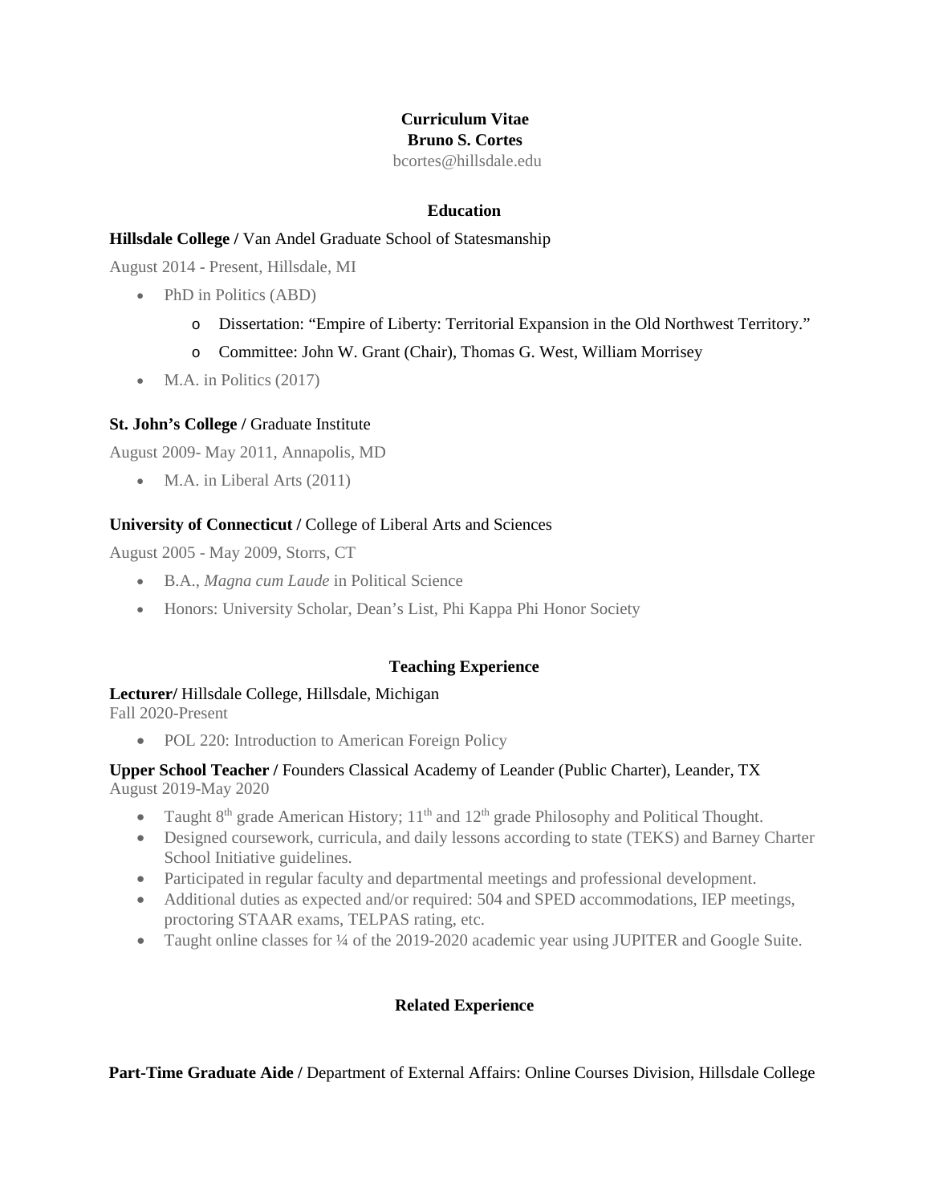# Curriculum Vitae

## Bruno S. Cortes

bcortes@hillsdale.edu

### Education

**Hillsdale College /** Van Andel Graduate School of Statesmanship

August 2014 - Present, Hillsdale, MI

- PhD in Politics (ABD)
  - Dissertation: "Empire of Liberty: Territorial Expansion in the Old Northwest Territory."
  - Committee: John W. Grant (Chair), Thomas G. West, William Morrisey
- M.A. in Politics (2017)

**St. John's College /** Graduate Institute

August 2009- May 2011, Annapolis, MD

- M.A. in Liberal Arts (2011)

**University of Connecticut /** College of Liberal Arts and Sciences

August 2005 - May 2009, Storrs, CT

- B.A., *Magna cum Laude* in Political Science
- Honors: University Scholar, Dean's List, Phi Kappa Phi Honor Society

### Teaching Experience

**Lecturer/** Hillsdale College, Hillsdale, Michigan
Fall 2020-Present

- POL 220: Introduction to American Foreign Policy

**Upper School Teacher /** Founders Classical Academy of Leander (Public Charter), Leander, TX
August 2019-May 2020

- Taught 8th grade American History; 11th and 12th grade Philosophy and Political Thought.
- Designed coursework, curricula, and daily lessons according to state (TEKS) and Barney Charter School Initiative guidelines.
- Participated in regular faculty and departmental meetings and professional development.
- Additional duties as expected and/or required: 504 and SPED accommodations, IEP meetings, proctoring STAAR exams, TELPAS rating, etc.
- Taught online classes for ¼ of the 2019-2020 academic year using JUPITER and Google Suite.

### Related Experience

**Part-Time Graduate Aide /** Department of External Affairs: Online Courses Division, Hillsdale College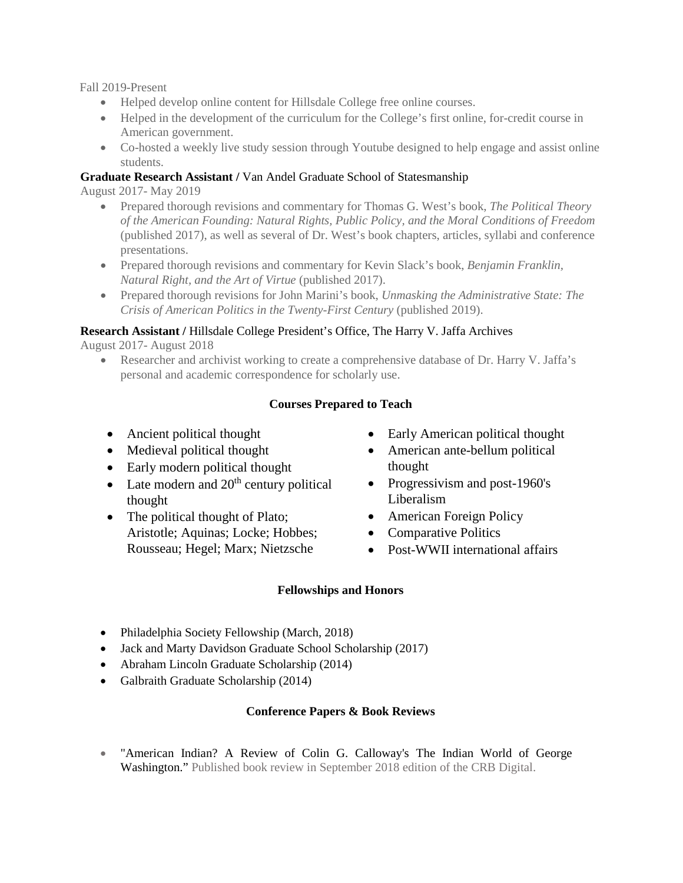Fall 2019-Present

- Helped develop online content for Hillsdale College free online courses.
- Helped in the development of the curriculum for the College's first online, for-credit course in American government.
- Co-hosted a weekly live study session through Youtube designed to help engage and assist online students.

**Graduate Research Assistant /** Van Andel Graduate School of Statesmanship

August 2017- May 2019

- Prepared thorough revisions and commentary for Thomas G. West's book, *The Political Theory of the American Founding: Natural Rights, Public Policy, and the Moral Conditions of Freedom* (published 2017), as well as several of Dr. West's book chapters, articles, syllabi and conference presentations.
- Prepared thorough revisions and commentary for Kevin Slack's book, *Benjamin Franklin, Natural Right, and the Art of Virtue* (published 2017).
- Prepared thorough revisions for John Marini's book, *Unmasking the Administrative State: The Crisis of American Politics in the Twenty-First Century* (published 2019).

**Research Assistant /** Hillsdale College President's Office, The Harry V. Jaffa Archives

August 2017- August 2018

- Researcher and archivist working to create a comprehensive database of Dr. Harry V. Jaffa's personal and academic correspondence for scholarly use.

## Courses Prepared to Teach

- Ancient political thought
- Medieval political thought
- Early modern political thought
- Late modern and 20th century political thought
- The political thought of Plato; Aristotle; Aquinas; Locke; Hobbes; Rousseau; Hegel; Marx; Nietzsche
- Early American political thought
- American ante-bellum political thought
- Progressivism and post-1960's Liberalism
- American Foreign Policy
- Comparative Politics
- Post-WWII international affairs

## Fellowships and Honors

- Philadelphia Society Fellowship (March, 2018)
- Jack and Marty Davidson Graduate School Scholarship (2017)
- Abraham Lincoln Graduate Scholarship (2014)
- Galbraith Graduate Scholarship (2014)

## Conference Papers & Book Reviews

- "American Indian? A Review of Colin G. Calloway's The Indian World of George Washington." Published book review in September 2018 edition of the CRB Digital.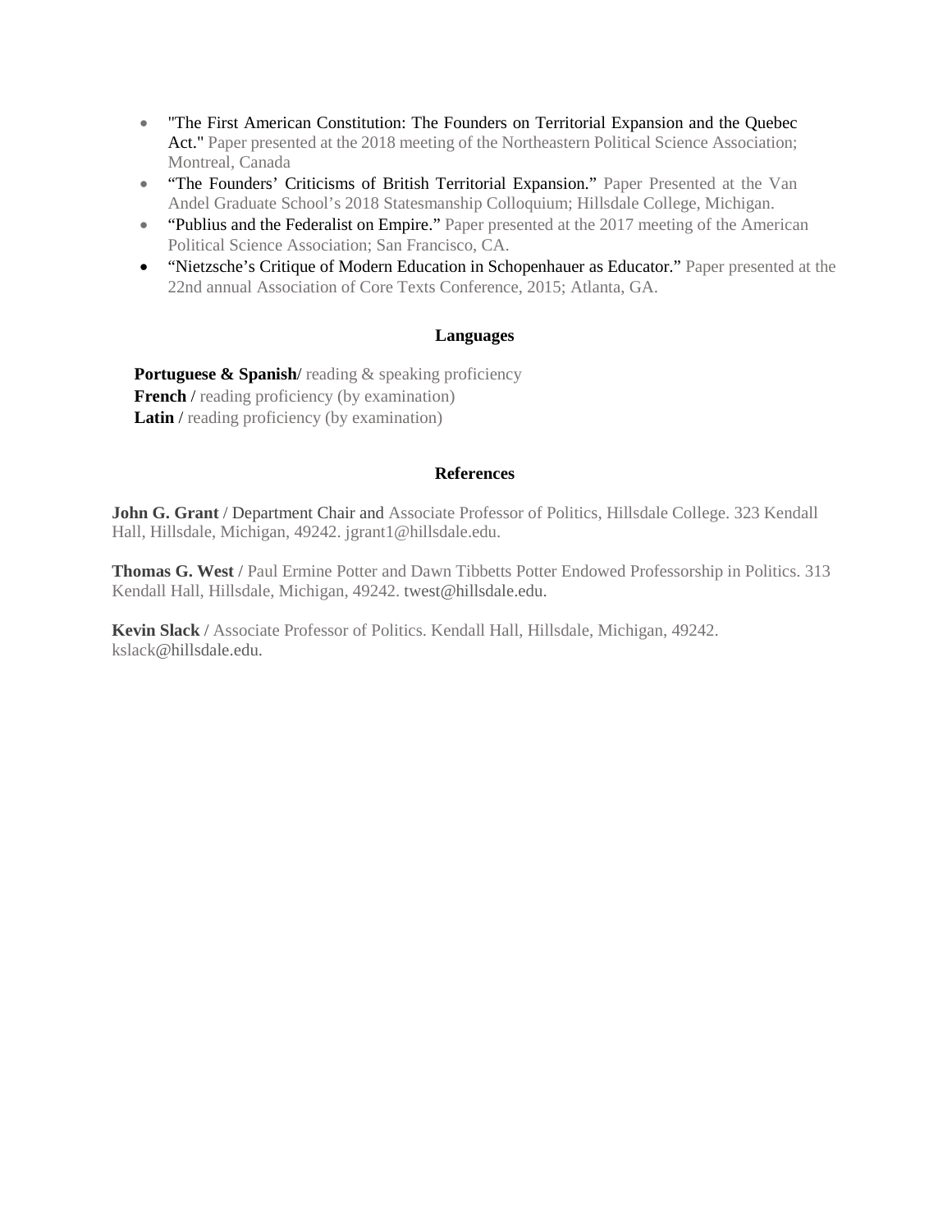- "The First American Constitution: The Founders on Territorial Expansion and the Quebec Act." Paper presented at the 2018 meeting of the Northeastern Political Science Association; Montreal, Canada
- "The Founders' Criticisms of British Territorial Expansion." Paper Presented at the Van Andel Graduate School's 2018 Statesmanship Colloquium; Hillsdale College, Michigan.
- "Publius and the Federalist on Empire." Paper presented at the 2017 meeting of the American Political Science Association; San Francisco, CA.
- "Nietzsche's Critique of Modern Education in Schopenhauer as Educator." Paper presented at the 22nd annual Association of Core Texts Conference, 2015; Atlanta, GA.

## Languages

**Portuguese & Spanish**/ reading & speaking proficiency
**French** / reading proficiency (by examination)
**Latin** / reading proficiency (by examination)

## References

**John G. Grant** / Department Chair and Associate Professor of Politics, Hillsdale College. 323 Kendall Hall, Hillsdale, Michigan, 49242. jgrant1@hillsdale.edu.

**Thomas G. West** / Paul Ermine Potter and Dawn Tibbetts Potter Endowed Professorship in Politics. 313 Kendall Hall, Hillsdale, Michigan, 49242. twest@hillsdale.edu.

**Kevin Slack** / Associate Professor of Politics. Kendall Hall, Hillsdale, Michigan, 49242. kslack@hillsdale.edu.